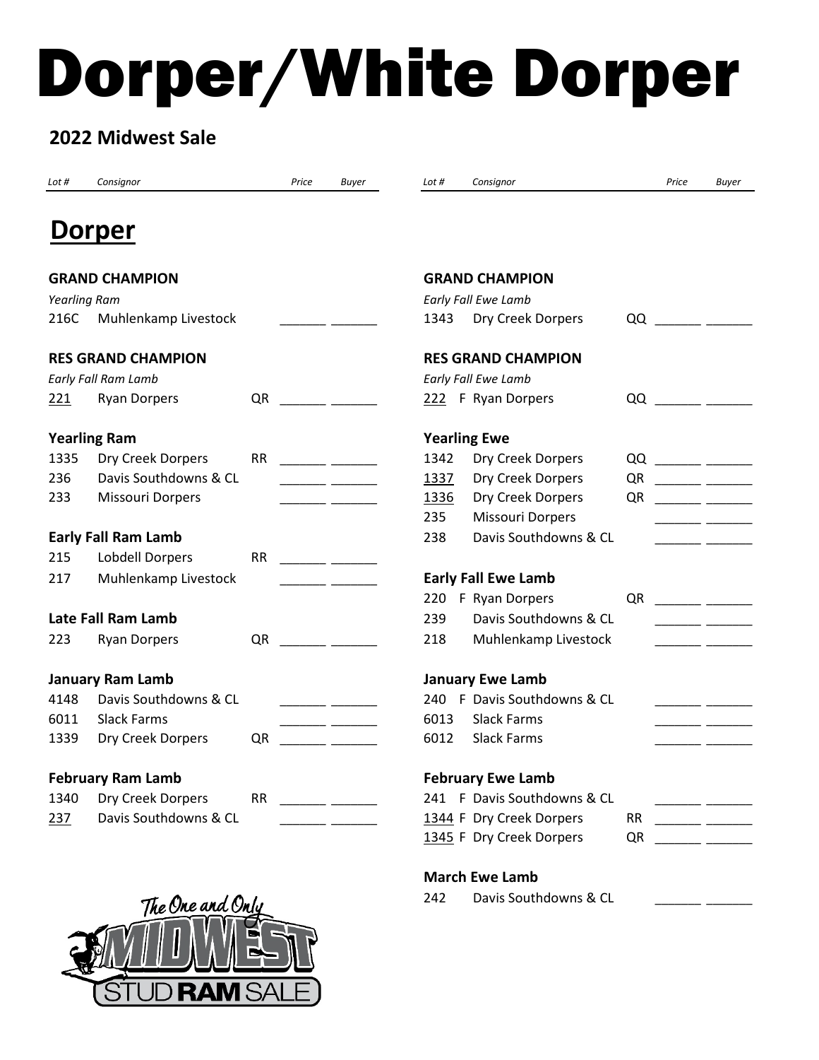# Dorper/White Dorper

## 2022 Midwest Sale

## Dorper

### Rams

| Lot # | Consignor | | Price | Buyer |
|---|---|---|---|---|
| **GRAND CHAMPION** | | | | |
| *Yearling Ram* | | | | |
| 216C | Muhlenkamp Livestock | | ______ | ______ |
| **RES GRAND CHAMPION** | | | | |
| *Early Fall Ram Lamb* | | | | |
| 221 | Ryan Dorpers | QR | ______ | ______ |
| **Yearling Ram** | | | | |
| 1335 | Dry Creek Dorpers | RR | ______ | ______ |
| 236 | Davis Southdowns & CL | | ______ | ______ |
| 233 | Missouri Dorpers | | ______ | ______ |
| **Early Fall Ram Lamb** | | | | |
| 215 | Lobdell Dorpers | RR | ______ | ______ |
| 217 | Muhlenkamp Livestock | | ______ | ______ |
| **Late Fall Ram Lamb** | | | | |
| 223 | Ryan Dorpers | QR | ______ | ______ |
| **January Ram Lamb** | | | | |
| 4148 | Davis Southdowns & CL | | ______ | ______ |
| 6011 | Slack Farms | | ______ | ______ |
| 1339 | Dry Creek Dorpers | QR | ______ | ______ |
| **February Ram Lamb** | | | | |
| 1340 | Dry Creek Dorpers | RR | ______ | ______ |
| 237 | Davis Southdowns & CL | | ______ | ______ |

### Ewes

| Lot # | Consignor | | Price | Buyer |
|---|---|---|---|---|
| **GRAND CHAMPION** | | | | |
| *Early Fall Ewe Lamb* | | | | |
| 1343 | Dry Creek Dorpers | QQ | ______ | ______ |
| **RES GRAND CHAMPION** | | | | |
| *Early Fall Ewe Lamb* | | | | |
| 222 F | Ryan Dorpers | QQ | ______ | ______ |
| **Yearling Ewe** | | | | |
| 1342 | Dry Creek Dorpers | QQ | ______ | ______ |
| 1337 | Dry Creek Dorpers | QR | ______ | ______ |
| 1336 | Dry Creek Dorpers | QR | ______ | ______ |
| 235 | Missouri Dorpers | | ______ | ______ |
| 238 | Davis Southdowns & CL | | ______ | ______ |
| **Early Fall Ewe Lamb** | | | | |
| 220 F | Ryan Dorpers | QR | ______ | ______ |
| 239 | Davis Southdowns & CL | | ______ | ______ |
| 218 | Muhlenkamp Livestock | | ______ | ______ |
| **January Ewe Lamb** | | | | |
| 240 F | Davis Southdowns & CL | | ______ | ______ |
| 6013 | Slack Farms | | ______ | ______ |
| 6012 | Slack Farms | | ______ | ______ |
| **February Ewe Lamb** | | | | |
| 241 F | Davis Southdowns & CL | | ______ | ______ |
| 1344 F | Dry Creek Dorpers | RR | ______ | ______ |
| 1345 F | Dry Creek Dorpers | QR | ______ | ______ |
| **March Ewe Lamb** | | | | |
| 242 | Davis Southdowns & CL | | ______ | ______ |

The One and Only MIDWEST STUD RAM SALE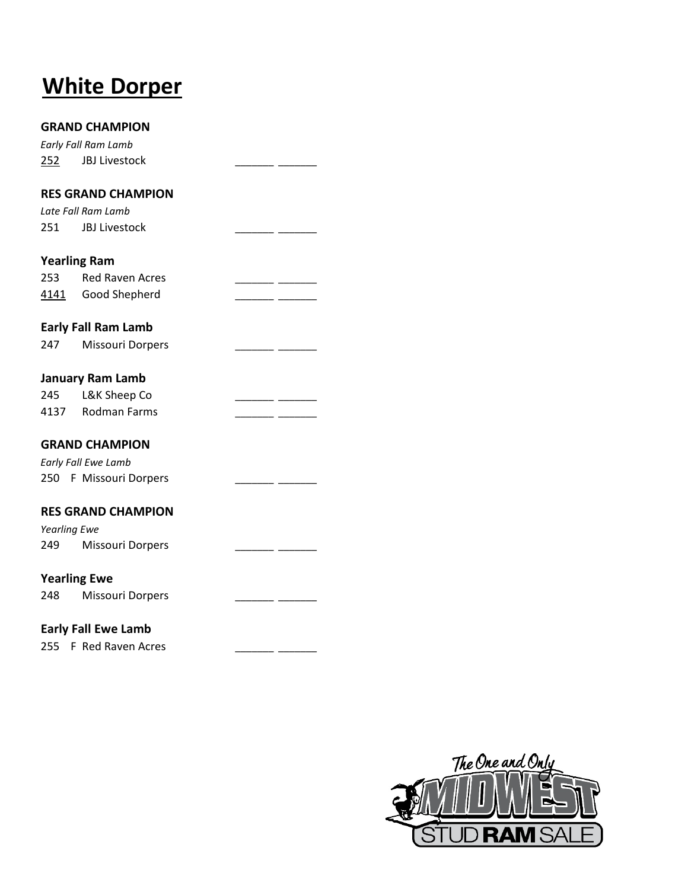# White Dorper

**GRAND CHAMPION**

*Early Fall Ram Lamb*

252 JBJ Livestock ______ ______

**RES GRAND CHAMPION**

*Late Fall Ram Lamb*

251 JBJ Livestock ______ ______

**Yearling Ram**

253 Red Raven Acres ______ ______

4141 Good Shepherd ______ ______

**Early Fall Ram Lamb**

247 Missouri Dorpers ______ ______

**January Ram Lamb**

245 L&K Sheep Co ______ ______

4137 Rodman Farms ______ ______

**GRAND CHAMPION**

*Early Fall Ewe Lamb*

250 F Missouri Dorpers ______ ______

**RES GRAND CHAMPION**

*Yearling Ewe*

249 Missouri Dorpers ______ ______

**Yearling Ewe**

248 Missouri Dorpers ______ ______

**Early Fall Ewe Lamb**

255 F Red Raven Acres ______ ______

The One and Only MIDWEST STUD RAM SALE